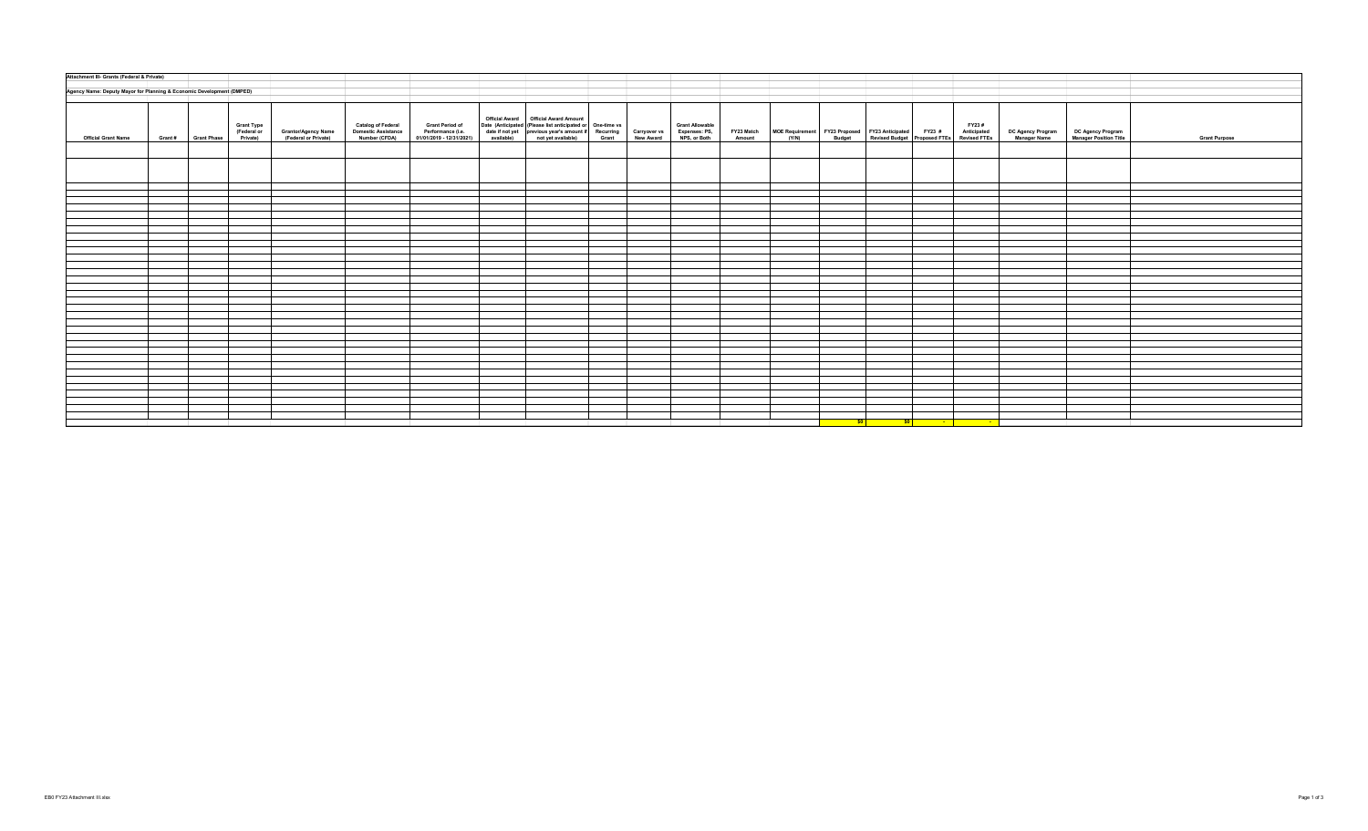Attachment III- Grants (Federal & Private)

Agency Name: Deputy Mayor for Planning & Economic Development (DMPED)

| Official Grant Name | Grant # | Grant Phase | Grant Type (Federal or Private) | Grantor/Agency Name (Federal or Private) | Catalog of Federal Domestic Assistance Number (CFDA) | Grant Period of Performance (i.e. 01/01/2019 - 12/31/2021) | Official Award Date (Anticipated date if not yet available) | Official Award Amount (Please list anticipated or previous year's amount if not yet available) | One-time vs Recurring Grant | Carryover vs New Award | Grant Allowable Expenses: PS, NPS, or Both | FY23 Match Amount | MOE Requirement (Y/N) | FY23 Proposed Budget | FY23 Anticipated Revised Budget | FY23 # Proposed FTEs | FY23 # Anticipated Revised FTEs | DC Agency Program Manager Name | DC Agency Program Manager Position Title | Grant Purpose |
|---|---|---|---|---|---|---|---|---|---|---|---|---|---|---|---|---|---|---|---|---|
| | | | | | | | | | | | | | | $0 | $0 | - | - | | | |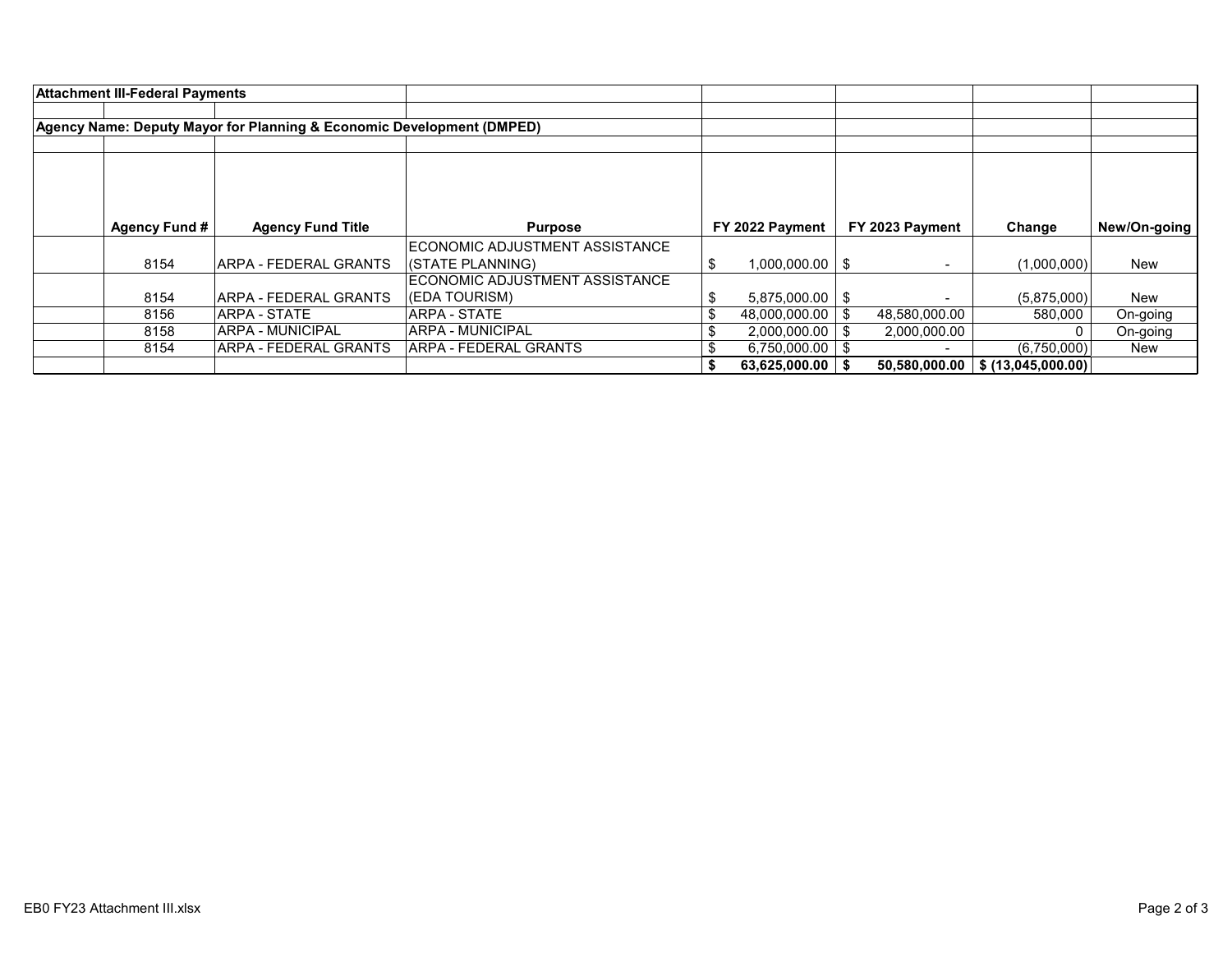**Attachment III-Federal Payments**

**Agency Name: Deputy Mayor for Planning & Economic Development (DMPED)**

| | Agency Fund # | Agency Fund Title | Purpose | FY 2022 Payment | FY 2023 Payment | Change | New/On-going |
|---|---|---|---|---|---|---|---|
| | 8154 | ARPA - FEDERAL GRANTS | ECONOMIC ADJUSTMENT ASSISTANCE (STATE PLANNING) | $ 1,000,000.00 | $ - | (1,000,000) | New |
| | 8154 | ARPA - FEDERAL GRANTS | ECONOMIC ADJUSTMENT ASSISTANCE (EDA TOURISM) | $ 5,875,000.00 | $ - | (5,875,000) | New |
| | 8156 | ARPA - STATE | ARPA - STATE | $ 48,000,000.00 | $ 48,580,000.00 | 580,000 | On-going |
| | 8158 | ARPA - MUNICIPAL | ARPA - MUNICIPAL | $ 2,000,000.00 | $ 2,000,000.00 | 0 | On-going |
| | 8154 | ARPA - FEDERAL GRANTS | ARPA - FEDERAL GRANTS | $ 6,750,000.00 | $ - | (6,750,000) | New |
| | | | | **$ 63,625,000.00** | **$ 50,580,000.00** | **$ (13,045,000.00)** | |

EB0 FY23 Attachment III.xlsx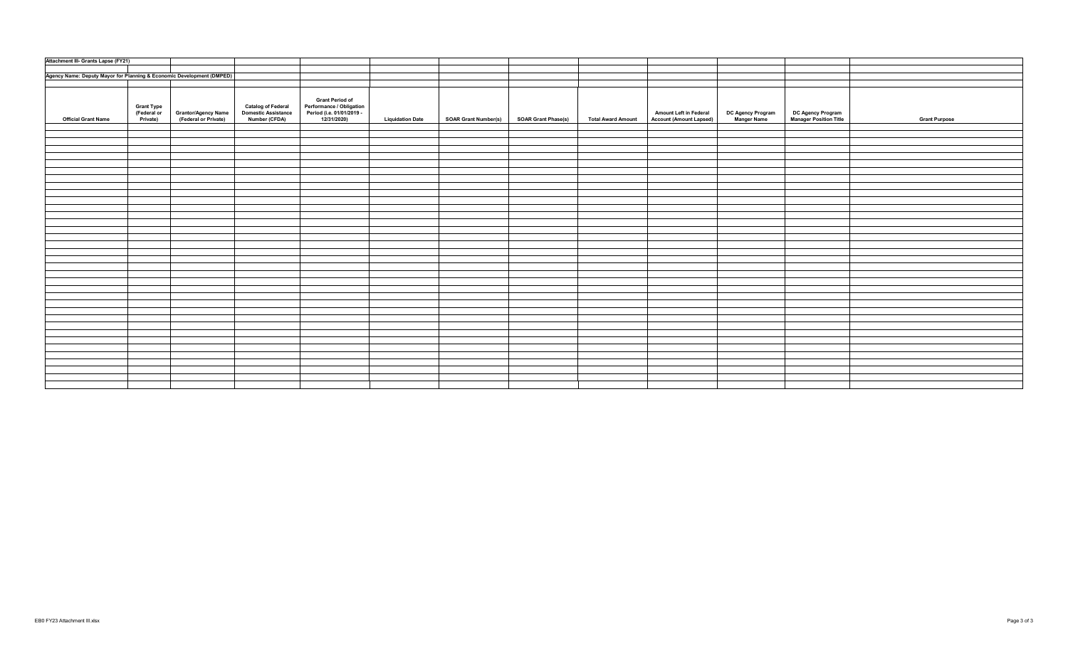Attachment III- Grants Lapse (FY21)

Agency Name: Deputy Mayor for Planning & Economic Development (DMPED)

| Official Grant Name | Grant Type (Federal or Private) | Grantor/Agency Name (Federal or Private) | Catalog of Federal Domestic Assistance Number (CFDA) | Grant Period of Performance / Obligation Period (i.e. 01/01/2019 - 12/31/2020) | Liquidation Date | SOAR Grant Number(s) | SOAR Grant Phase(s) | Total Award Amount | Amount Left in Federal Account (Amount Lapsed) | DC Agency Program Manger Name | DC Agency Program Manager Position Title | Grant Purpose |
|---|---|---|---|---|---|---|---|---|---|---|---|---|
| | | | | | | | | | | | | |